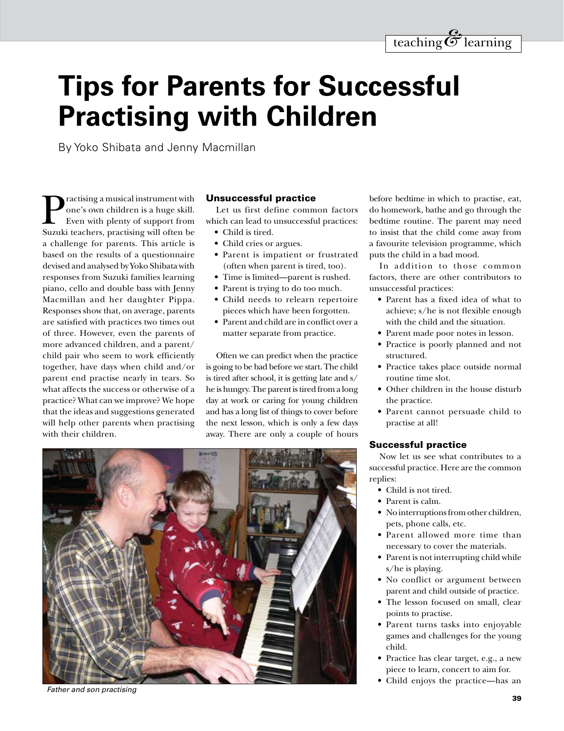# Tips for Parents for Successful Practising with Children

By Yoko Shibata and Jenny Macmillan

Practising a musical instrument with one's own children is a huge skill. Even with plenty of support from Suzuki teachers, practising will often be a challenge for parents. This article is based on the results of a questionnaire devised and analysed by Yoko Shibata with responses from Suzuki families learning piano, cello and double bass with Jenny Macmillan and her daughter Pippa. Responses show that, on average, parents are satisfied with practices two times out of three. However, even the parents of more advanced children, and a parent/child pair who seem to work efficiently together, have days when child and/or parent end practise nearly in tears. So what affects the success or otherwise of a practice? What can we improve? We hope that the ideas and suggestions generated will help other parents when practising with their children.

## Unsuccessful practice

Let us first define common factors which can lead to unsuccessful practices:

- Child is tired.
- Child cries or argues.
- Parent is impatient or frustrated (often when parent is tired, too).
- Time is limited—parent is rushed.
- Parent is trying to do too much.
- Child needs to relearn repertoire pieces which have been forgotten.
- Parent and child are in conflict over a matter separate from practice.

Often we can predict when the practice is going to be bad before we start. The child is tired after school, it is getting late and s/he is hungry. The parent is tired from a long day at work or caring for young children and has a long list of things to cover before the next lesson, which is only a few days away. There are only a couple of hours before bedtime in which to practise, eat, do homework, bathe and go through the bedtime routine. The parent may need to insist that the child come away from a favourite television programme, which puts the child in a bad mood.

In addition to those common factors, there are other contributors to unsuccessful practices:

- Parent has a fixed idea of what to achieve; s/he is not flexible enough with the child and the situation.
- Parent made poor notes in lesson.
- Practice is poorly planned and not structured.
- Practice takes place outside normal routine time slot.
- Other children in the house disturb the practice.
- Parent cannot persuade child to practise at all!

*Father and son practising*

## Successful practice

Now let us see what contributes to a successful practice. Here are the common replies:

- Child is not tired.
- Parent is calm.
- No interruptions from other children, pets, phone calls, etc.
- Parent allowed more time than necessary to cover the materials.
- Parent is not interrupting child while s/he is playing.
- No conflict or argument between parent and child outside of practice.
- The lesson focused on small, clear points to practise.
- Parent turns tasks into enjoyable games and challenges for the young child.
- Practice has clear target, e.g., a new piece to learn, concert to aim for.
- Child enjoys the practice—has an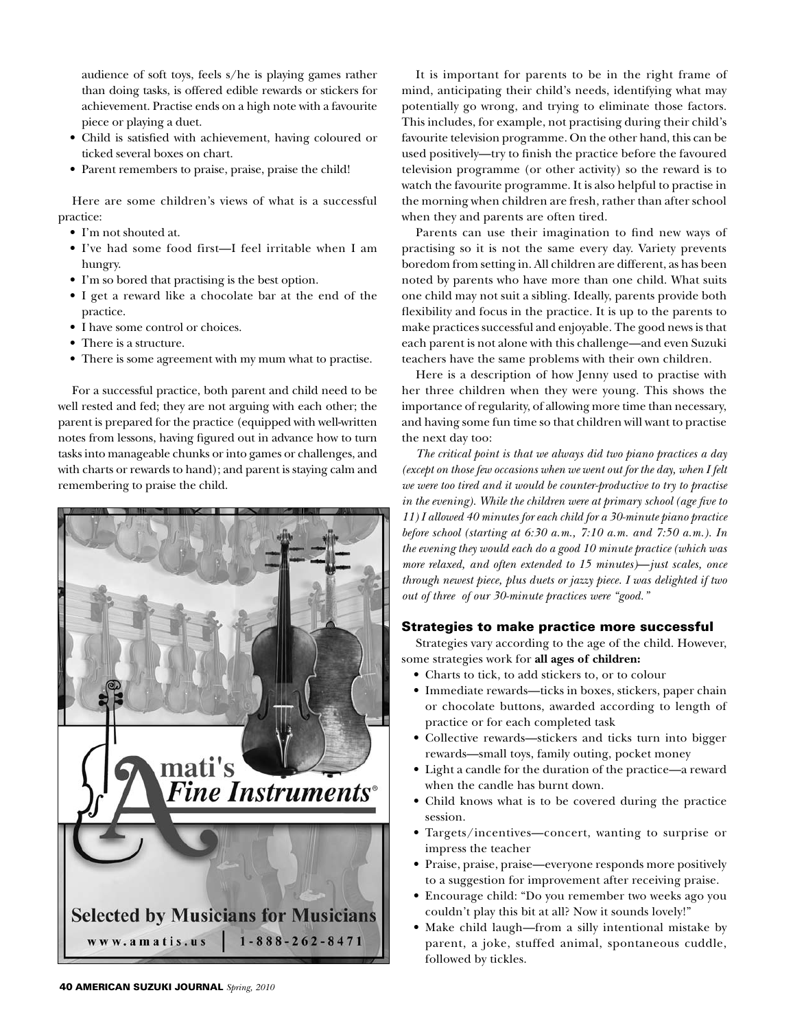audience of soft toys, feels s/he is playing games rather than doing tasks, is offered edible rewards or stickers for achievement. Practise ends on a high note with a favourite piece or playing a duet.

- Child is satisfied with achievement, having coloured or ticked several boxes on chart.
- Parent remembers to praise, praise, praise the child!

Here are some children's views of what is a successful practice:

- I'm not shouted at.
- I've had some food first—I feel irritable when I am hungry.
- I'm so bored that practising is the best option.
- I get a reward like a chocolate bar at the end of the practice.
- I have some control or choices.
- There is a structure.
- There is some agreement with my mum what to practise.

For a successful practice, both parent and child need to be well rested and fed; they are not arguing with each other; the parent is prepared for the practice (equipped with well-written notes from lessons, having figured out in advance how to turn tasks into manageable chunks or into games or challenges, and with charts or rewards to hand); and parent is staying calm and remembering to praise the child.

Amati's Fine Instruments®

Selected by Musicians for Musicians

www.amatis.us | 1-888-262-8471

It is important for parents to be in the right frame of mind, anticipating their child's needs, identifying what may potentially go wrong, and trying to eliminate those factors. This includes, for example, not practising during their child's favourite television programme. On the other hand, this can be used positively—try to finish the practice before the favoured television programme (or other activity) so the reward is to watch the favourite programme. It is also helpful to practise in the morning when children are fresh, rather than after school when they and parents are often tired.

Parents can use their imagination to find new ways of practising so it is not the same every day. Variety prevents boredom from setting in. All children are different, as has been noted by parents who have more than one child. What suits one child may not suit a sibling. Ideally, parents provide both flexibility and focus in the practice. It is up to the parents to make practices successful and enjoyable. The good news is that each parent is not alone with this challenge—and even Suzuki teachers have the same problems with their own children.

Here is a description of how Jenny used to practise with her three children when they were young. This shows the importance of regularity, of allowing more time than necessary, and having some fun time so that children will want to practise the next day too:

*The critical point is that we always did two piano practices a day (except on those few occasions when we went out for the day, when I felt we were too tired and it would be counter-productive to try to practise in the evening). While the children were at primary school (age five to 11) I allowed 40 minutes for each child for a 30-minute piano practice before school (starting at 6:30 a.m., 7:10 a.m. and 7:50 a.m.). In the evening they would each do a good 10 minute practice (which was more relaxed, and often extended to 15 minutes)—just scales, once through newest piece, plus duets or jazzy piece. I was delighted if two out of three of our 30-minute practices were "good."*

### Strategies to make practice more successful

Strategies vary according to the age of the child. However, some strategies work for **all ages of children:**

- Charts to tick, to add stickers to, or to colour
- Immediate rewards—ticks in boxes, stickers, paper chain or chocolate buttons, awarded according to length of practice or for each completed task
- Collective rewards—stickers and ticks turn into bigger rewards—small toys, family outing, pocket money
- Light a candle for the duration of the practice—a reward when the candle has burnt down.
- Child knows what is to be covered during the practice session.
- Targets/incentives—concert, wanting to surprise or impress the teacher
- Praise, praise, praise—everyone responds more positively to a suggestion for improvement after receiving praise.
- Encourage child: "Do you remember two weeks ago you couldn't play this bit at all? Now it sounds lovely!"
- Make child laugh—from a silly intentional mistake by parent, a joke, stuffed animal, spontaneous cuddle, followed by tickles.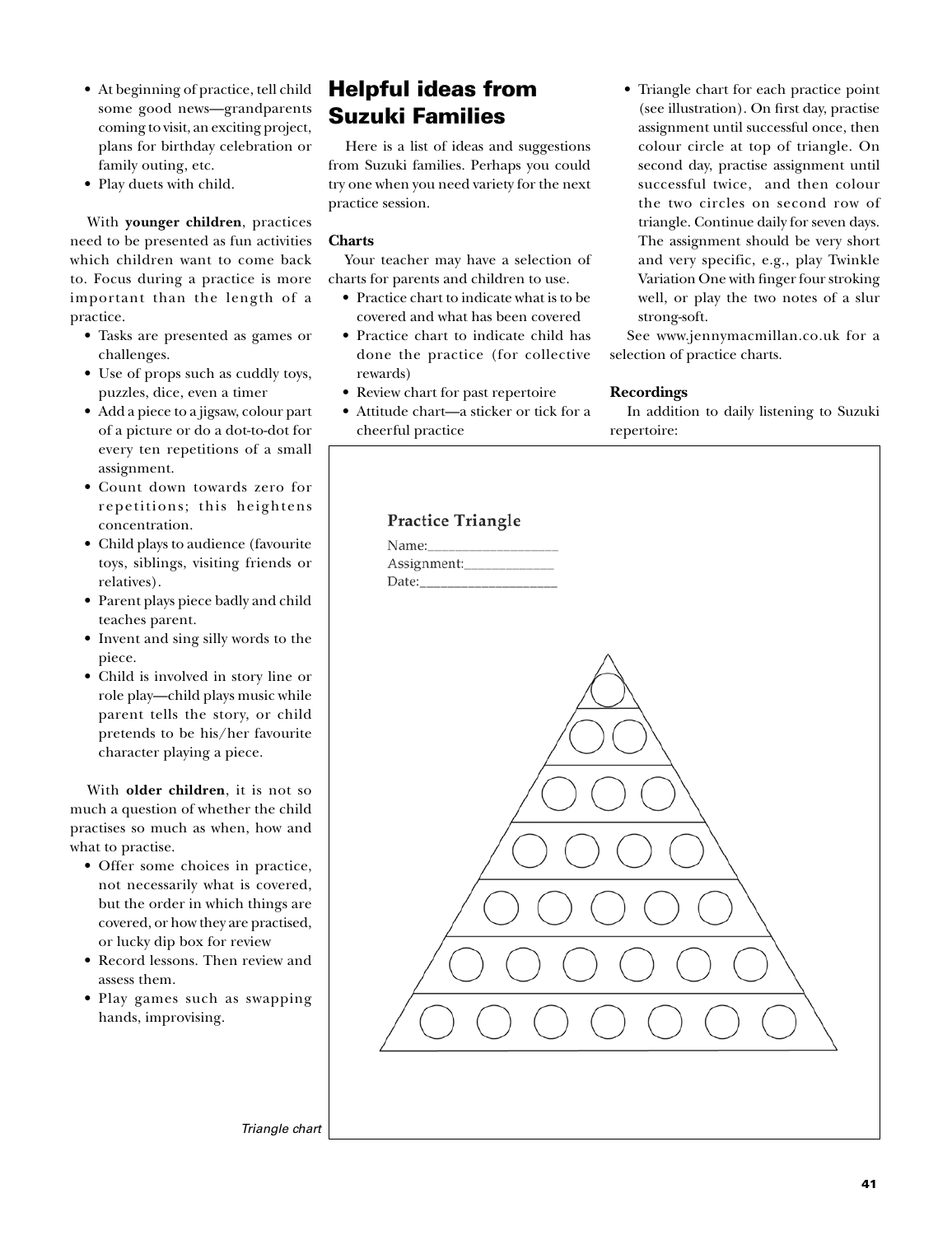- At beginning of practice, tell child some good news—grandparents coming to visit, an exciting project, plans for birthday celebration or family outing, etc.
- Play duets with child.

With **younger children**, practices need to be presented as fun activities which children want to come back to. Focus during a practice is more important than the length of a practice.

- Tasks are presented as games or challenges.
- Use of props such as cuddly toys, puzzles, dice, even a timer
- Add a piece to a jigsaw, colour part of a picture or do a dot-to-dot for every ten repetitions of a small assignment.
- Count down towards zero for repetitions; this heightens concentration.
- Child plays to audience (favourite toys, siblings, visiting friends or relatives).
- Parent plays piece badly and child teaches parent.
- Invent and sing silly words to the piece.
- Child is involved in story line or role play—child plays music while parent tells the story, or child pretends to be his/her favourite character playing a piece.

With **older children**, it is not so much a question of whether the child practises so much as when, how and what to practise.

- Offer some choices in practice, not necessarily what is covered, but the order in which things are covered, or how they are practised, or lucky dip box for review
- Record lessons. Then review and assess them.
- Play games such as swapping hands, improvising.

## Helpful ideas from Suzuki Families

Here is a list of ideas and suggestions from Suzuki families. Perhaps you could try one when you need variety for the next practice session.

### Charts

Your teacher may have a selection of charts for parents and children to use.

- Practice chart to indicate what is to be covered and what has been covered
- Practice chart to indicate child has done the practice (for collective rewards)
- Review chart for past repertoire
- Attitude chart—a sticker or tick for a cheerful practice
- Triangle chart for each practice point (see illustration). On first day, practise assignment until successful once, then colour circle at top of triangle. On second day, practise assignment until successful twice, and then colour the two circles on second row of triangle. Continue daily for seven days. The assignment should be very short and very specific, e.g., play Twinkle Variation One with finger four stroking well, or play the two notes of a slur strong-soft.

See www.jennymacmillan.co.uk for a selection of practice charts.

### Recordings

In addition to daily listening to Suzuki repertoire:

**Practice Triangle**

Name:\_\_\_\_\_\_\_\_\_\_\_\_\_\_\_\_\_\_

Assignment:\_\_\_\_\_\_\_\_\_\_\_\_\_

Date:\_\_\_\_\_\_\_\_\_\_\_\_\_\_\_\_\_\_\_

*Triangle chart*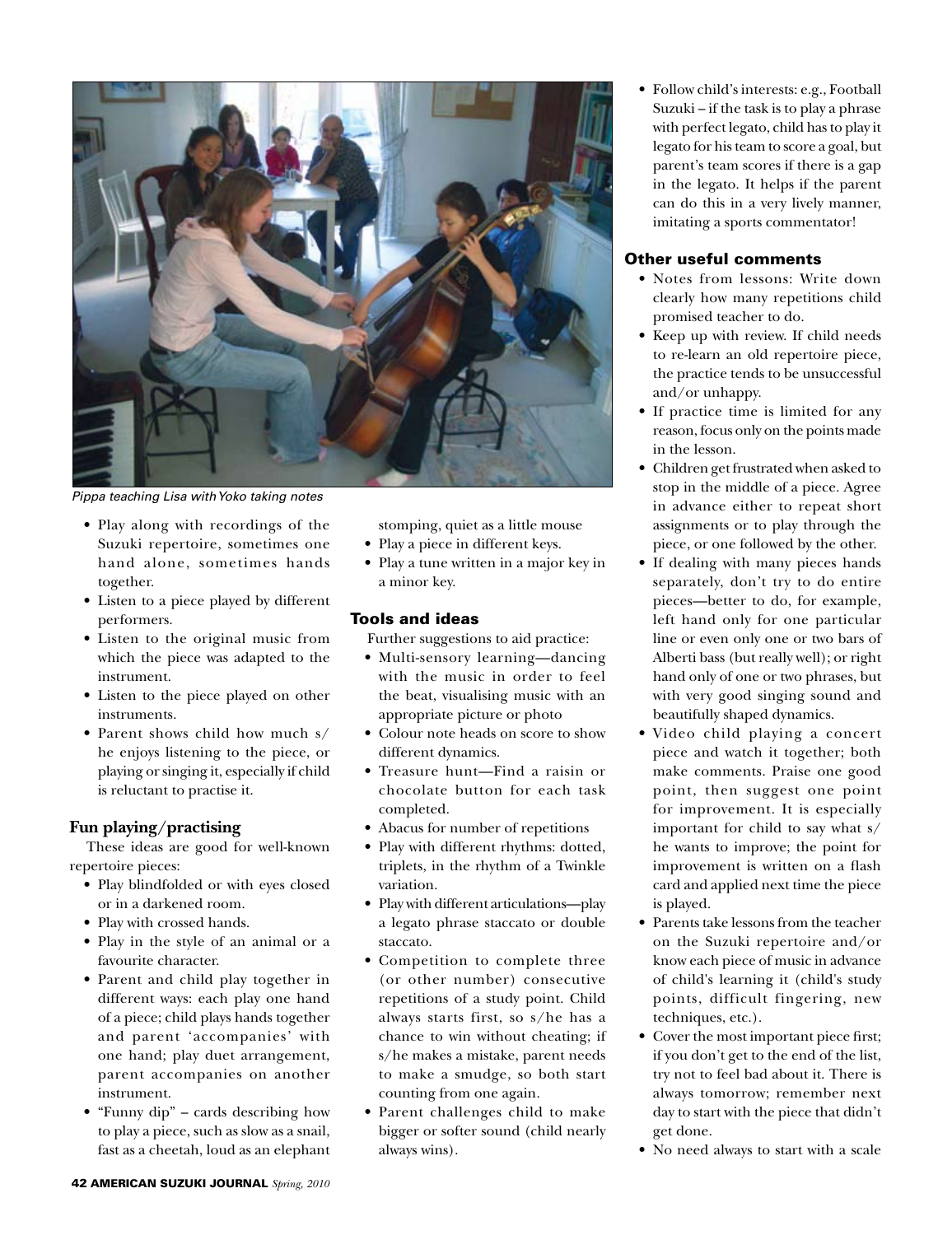Pippa teaching Lisa with Yoko taking notes

- Play along with recordings of the Suzuki repertoire, sometimes one hand alone, sometimes hands together.
- Listen to a piece played by different performers.
- Listen to the original music from which the piece was adapted to the instrument.
- Listen to the piece played on other instruments.
- Parent shows child how much s/he enjoys listening to the piece, or playing or singing it, especially if child is reluctant to practise it.

## Fun playing/practising

These ideas are good for well-known repertoire pieces:

- Play blindfolded or with eyes closed or in a darkened room.
- Play with crossed hands.
- Play in the style of an animal or a favourite character.
- Parent and child play together in different ways: each play one hand of a piece; child plays hands together and parent 'accompanies' with one hand; play duet arrangement, parent accompanies on another instrument.
- "Funny dip" – cards describing how to play a piece, such as slow as a snail, fast as a cheetah, loud as an elephant stomping, quiet as a little mouse
- Play a piece in different keys.
- Play a tune written in a major key in a minor key.

## Tools and ideas

Further suggestions to aid practice:

- Multi-sensory learning—dancing with the music in order to feel the beat, visualising music with an appropriate picture or photo
- Colour note heads on score to show different dynamics.
- Treasure hunt—Find a raisin or chocolate button for each task completed.
- Abacus for number of repetitions
- Play with different rhythms: dotted, triplets, in the rhythm of a Twinkle variation.
- Play with different articulations—play a legato phrase staccato or double staccato.
- Competition to complete three (or other number) consecutive repetitions of a study point. Child always starts first, so s/he has a chance to win without cheating; if s/he makes a mistake, parent needs to make a smudge, so both start counting from one again.
- Parent challenges child to make bigger or softer sound (child nearly always wins).
- Follow child's interests: e.g., Football Suzuki – if the task is to play a phrase with perfect legato, child has to play it legato for his team to score a goal, but parent's team scores if there is a gap in the legato. It helps if the parent can do this in a very lively manner, imitating a sports commentator!

## Other useful comments

- Notes from lessons: Write down clearly how many repetitions child promised teacher to do.
- Keep up with review. If child needs to re-learn an old repertoire piece, the practice tends to be unsuccessful and/or unhappy.
- If practice time is limited for any reason, focus only on the points made in the lesson.
- Children get frustrated when asked to stop in the middle of a piece. Agree in advance either to repeat short assignments or to play through the piece, or one followed by the other.
- If dealing with many pieces hands separately, don't try to do entire pieces—better to do, for example, left hand only for one particular line or even only one or two bars of Alberti bass (but really well); or right hand only of one or two phrases, but with very good singing sound and beautifully shaped dynamics.
- Video child playing a concert piece and watch it together; both make comments. Praise one good point, then suggest one point for improvement. It is especially important for child to say what s/he wants to improve; the point for improvement is written on a flash card and applied next time the piece is played.
- Parents take lessons from the teacher on the Suzuki repertoire and/or know each piece of music in advance of child's learning it (child's study points, difficult fingering, new techniques, etc.).
- Cover the most important piece first; if you don't get to the end of the list, try not to feel bad about it. There is always tomorrow; remember next day to start with the piece that didn't get done.
- No need always to start with a scale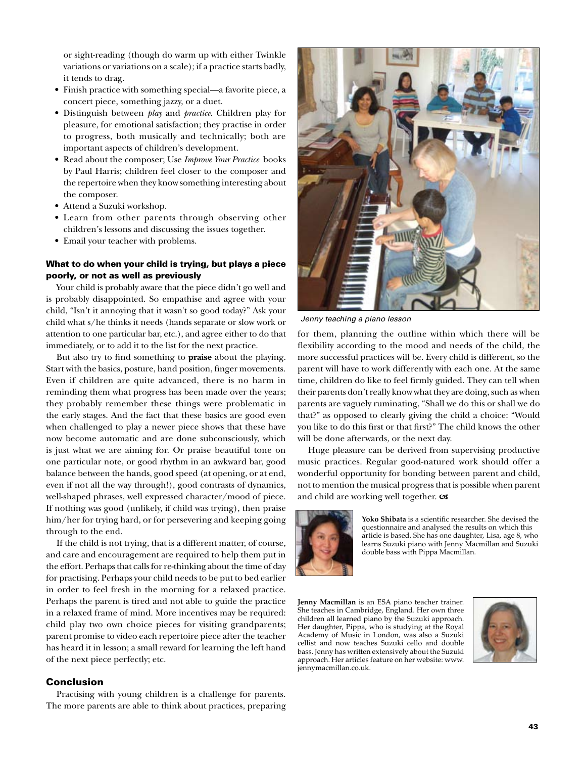or sight-reading (though do warm up with either Twinkle variations or variations on a scale); if a practice starts badly, it tends to drag.

- Finish practice with something special—a favorite piece, a concert piece, something jazzy, or a duet.
- Distinguish between *play* and *practice*. Children play for pleasure, for emotional satisfaction; they practise in order to progress, both musically and technically; both are important aspects of children's development.
- Read about the composer; Use *Improve Your Practice* books by Paul Harris; children feel closer to the composer and the repertoire when they know something interesting about the composer.
- Attend a Suzuki workshop.
- Learn from other parents through observing other children's lessons and discussing the issues together.
- Email your teacher with problems.

### What to do when your child is trying, but plays a piece poorly, or not as well as previously

Your child is probably aware that the piece didn't go well and is probably disappointed. So empathise and agree with your child, "Isn't it annoying that it wasn't so good today?" Ask your child what s/he thinks it needs (hands separate or slow work or attention to one particular bar, etc.), and agree either to do that immediately, or to add it to the list for the next practice.

But also try to find something to **praise** about the playing. Start with the basics, posture, hand position, finger movements. Even if children are quite advanced, there is no harm in reminding them what progress has been made over the years; they probably remember these things were problematic in the early stages. And the fact that these basics are good even when challenged to play a newer piece shows that these have now become automatic and are done subconsciously, which is just what we are aiming for. Or praise beautiful tone on one particular note, or good rhythm in an awkward bar, good balance between the hands, good speed (at opening, or at end, even if not all the way through!), good contrasts of dynamics, well-shaped phrases, well expressed character/mood of piece. If nothing was good (unlikely, if child was trying), then praise him/her for trying hard, or for persevering and keeping going through to the end.

If the child is not trying, that is a different matter, of course, and care and encouragement are required to help them put in the effort. Perhaps that calls for re-thinking about the time of day for practising. Perhaps your child needs to be put to bed earlier in order to feel fresh in the morning for a relaxed practice. Perhaps the parent is tired and not able to guide the practice in a relaxed frame of mind. More incentives may be required: child play two own choice pieces for visiting grandparents; parent promise to video each repertoire piece after the teacher has heard it in lesson; a small reward for learning the left hand of the next piece perfectly; etc.

### Conclusion

Practising with young children is a challenge for parents. The more parents are able to think about practices, preparing for them, planning the outline within which there will be flexibility according to the mood and needs of the child, the more successful practices will be. Every child is different, so the parent will have to work differently with each one. At the same time, children do like to feel firmly guided. They can tell when their parents don't really know what they are doing, such as when parents are vaguely ruminating, "Shall we do this or shall we do that?" as opposed to clearly giving the child a choice: "Would you like to do this first or that first?" The child knows the other will be done afterwards, or the next day.

Huge pleasure can be derived from supervising productive music practices. Regular good-natured work should offer a wonderful opportunity for bonding between parent and child, not to mention the musical progress that is possible when parent and child are working well together.

*Jenny teaching a piano lesson*

**Yoko Shibata** is a scientific researcher. She devised the questionnaire and analysed the results on which this article is based. She has one daughter, Lisa, age 8, who learns Suzuki piano with Jenny Macmillan and Suzuki double bass with Pippa Macmillan.

**Jenny Macmillan** is an ESA piano teacher trainer. She teaches in Cambridge, England. Her own three children all learned piano by the Suzuki approach. Her daughter, Pippa, who is studying at the Royal Academy of Music in London, was also a Suzuki cellist and now teaches Suzuki cello and double bass. Jenny has written extensively about the Suzuki approach. Her articles feature on her website: www.jennymacmillan.co.uk.